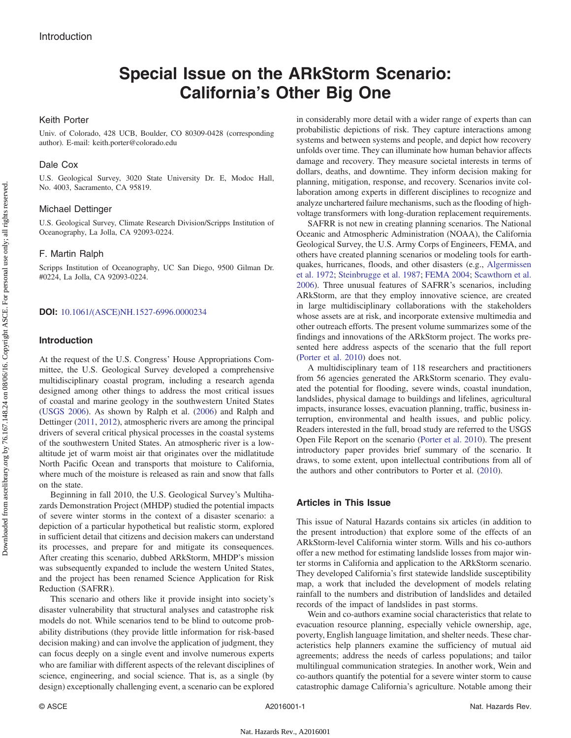Introduction

# Special Issue on the ARkStorm Scenario: California's Other Big One

## Keith Porter

Univ. of Colorado, 428 UCB, Boulder, CO 80309-0428 (corresponding author). E-mail: keith.porter@colorado.edu

## Dale Cox

U.S. Geological Survey, 3020 State University Dr. E, Modoc Hall, No. 4003, Sacramento, CA 95819.

## Michael Dettinger

U.S. Geological Survey, Climate Research Division/Scripps Institution of Oceanography, La Jolla, CA 92093-0224.

## F. Martin Ralph

Scripps Institution of Oceanography, UC San Diego, 9500 Gilman Dr. #0224, La Jolla, CA 92093-0224.

**DOI:** 10.1061/(ASCE)NH.1527-6996.0000234

## Introduction

At the request of the U.S. Congress' House Appropriations Committee, the U.S. Geological Survey developed a comprehensive multidisciplinary coastal program, including a research agenda designed among other things to address the most critical issues of coastal and marine geology in the southwestern United States (USGS 2006). As shown by Ralph et al. (2006) and Ralph and Dettinger (2011, 2012), atmospheric rivers are among the principal drivers of several critical physical processes in the coastal systems of the southwestern United States. An atmospheric river is a low-altitude jet of warm moist air that originates over the midlatitude North Pacific Ocean and transports that moisture to California, where much of the moisture is released as rain and snow that falls on the state.

Beginning in fall 2010, the U.S. Geological Survey's Multihazards Demonstration Project (MHDP) studied the potential impacts of severe winter storms in the context of a disaster scenario: a depiction of a particular hypothetical but realistic storm, explored in sufficient detail that citizens and decision makers can understand its processes, and prepare for and mitigate its consequences. After creating this scenario, dubbed ARkStorm, MHDP's mission was subsequently expanded to include the western United States, and the project has been renamed Science Application for Risk Reduction (SAFRR).

This scenario and others like it provide insight into society's disaster vulnerability that structural analyses and catastrophe risk models do not. While scenarios tend to be blind to outcome probability distributions (they provide little information for risk-based decision making) and can involve the application of judgment, they can focus deeply on a single event and involve numerous experts who are familiar with different aspects of the relevant disciplines of science, engineering, and social science. That is, as a single (by design) exceptionally challenging event, a scenario can be explored in considerably more detail with a wider range of experts than can probabilistic depictions of risk. They capture interactions among systems and between systems and people, and depict how recovery unfolds over time. They can illuminate how human behavior affects damage and recovery. They measure societal interests in terms of dollars, deaths, and downtime. They inform decision making for planning, mitigation, response, and recovery. Scenarios invite collaboration among experts in different disciplines to recognize and analyze unchartered failure mechanisms, such as the flooding of high-voltage transformers with long-duration replacement requirements.

SAFRR is not new in creating planning scenarios. The National Oceanic and Atmospheric Administration (NOAA), the California Geological Survey, the U.S. Army Corps of Engineers, FEMA, and others have created planning scenarios or modeling tools for earthquakes, hurricanes, floods, and other disasters (e.g., Algermissen et al. 1972; Steinbrugge et al. 1987; FEMA 2004; Scawthorn et al. 2006). Three unusual features of SAFRR's scenarios, including ARkStorm, are that they employ innovative science, are created in large multidisciplinary collaborations with the stakeholders whose assets are at risk, and incorporate extensive multimedia and other outreach efforts. The present volume summarizes some of the findings and innovations of the ARkStorm project. The works presented here address aspects of the scenario that the full report (Porter et al. 2010) does not.

A multidisciplinary team of 118 researchers and practitioners from 56 agencies generated the ARkStorm scenario. They evaluated the potential for flooding, severe winds, coastal inundation, landslides, physical damage to buildings and lifelines, agricultural impacts, insurance losses, evacuation planning, traffic, business interruption, environmental and health issues, and public policy. Readers interested in the full, broad study are referred to the USGS Open File Report on the scenario (Porter et al. 2010). The present introductory paper provides brief summary of the scenario. It draws, to some extent, upon intellectual contributions from all of the authors and other contributors to Porter et al. (2010).

## Articles in This Issue

This issue of Natural Hazards contains six articles (in addition to the present introduction) that explore some of the effects of an ARkStorm-level California winter storm. Wills and his co-authors offer a new method for estimating landslide losses from major winter storms in California and application to the ARkStorm scenario. They developed California's first statewide landslide susceptibility map, a work that included the development of models relating rainfall to the numbers and distribution of landslides and detailed records of the impact of landslides in past storms.

Wein and co-authors examine social characteristics that relate to evacuation resource planning, especially vehicle ownership, age, poverty, English language limitation, and shelter needs. These characteristics help planners examine the sufficiency of mutual aid agreements; address the needs of carless populations; and tailor multilingual communication strategies. In another work, Wein and co-authors quantify the potential for a severe winter storm to cause catastrophic damage California's agriculture. Notable among their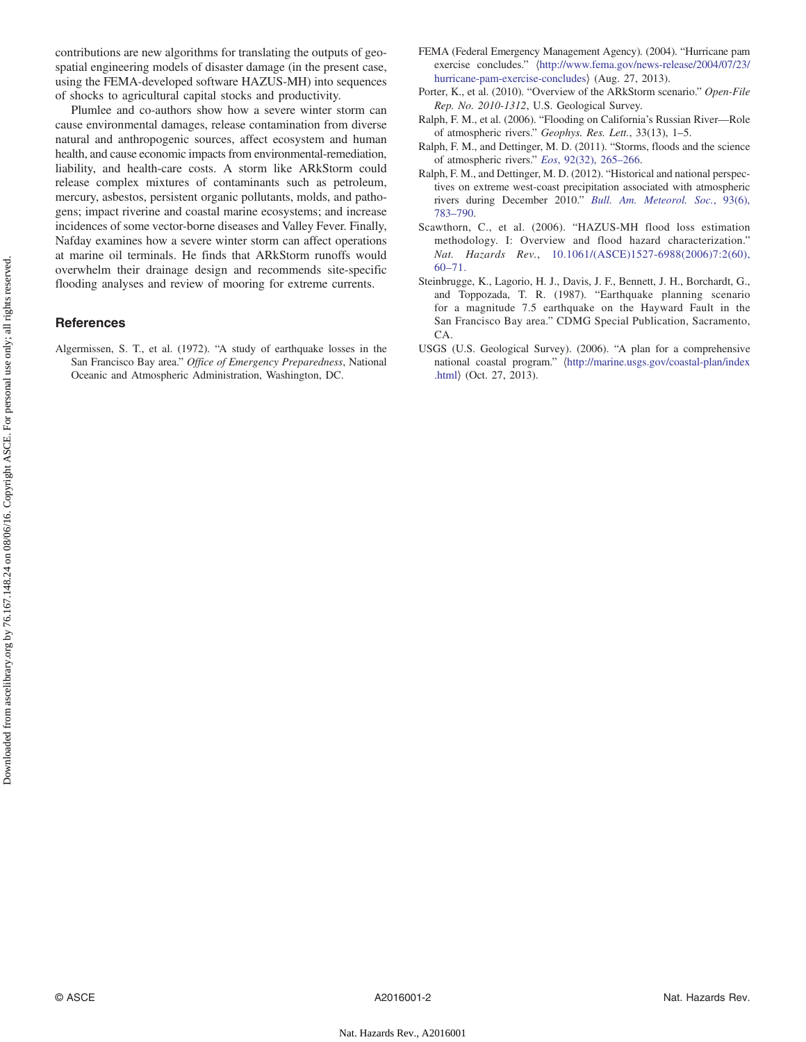contributions are new algorithms for translating the outputs of geospatial engineering models of disaster damage (in the present case, using the FEMA-developed software HAZUS-MH) into sequences of shocks to agricultural capital stocks and productivity.

Plumlee and co-authors show how a severe winter storm can cause environmental damages, release contamination from diverse natural and anthropogenic sources, affect ecosystem and human health, and cause economic impacts from environmental-remediation, liability, and health-care costs. A storm like ARkStorm could release complex mixtures of contaminants such as petroleum, mercury, asbestos, persistent organic pollutants, molds, and pathogens; impact riverine and coastal marine ecosystems; and increase incidences of some vector-borne diseases and Valley Fever. Finally, Nafday examines how a severe winter storm can affect operations at marine oil terminals. He finds that ARkStorm runoffs would overwhelm their drainage design and recommends site-specific flooding analyses and review of mooring for extreme currents.

## References

Algermissen, S. T., et al. (1972). "A study of earthquake losses in the San Francisco Bay area." *Office of Emergency Preparedness*, National Oceanic and Atmospheric Administration, Washington, DC.

FEMA (Federal Emergency Management Agency). (2004). "Hurricane pam exercise concludes." ⟨http://www.fema.gov/news-release/2004/07/23/hurricane-pam-exercise-concludes⟩ (Aug. 27, 2013).

Porter, K., et al. (2010). "Overview of the ARkStorm scenario." *Open-File Rep. No. 2010-1312*, U.S. Geological Survey.

Ralph, F. M., et al. (2006). "Flooding on California's Russian River—Role of atmospheric rivers." *Geophys. Res. Lett.*, 33(13), 1–5.

Ralph, F. M., and Dettinger, M. D. (2011). "Storms, floods and the science of atmospheric rivers." *Eos*, 92(32), 265–266.

Ralph, F. M., and Dettinger, M. D. (2012). "Historical and national perspectives on extreme west-coast precipitation associated with atmospheric rivers during December 2010." *Bull. Am. Meteorol. Soc.*, 93(6), 783–790.

Scawthorn, C., et al. (2006). "HAZUS-MH flood loss estimation methodology. I: Overview and flood hazard characterization." *Nat. Hazards Rev.*, 10.1061/(ASCE)1527-6988(2006)7:2(60), 60–71.

Steinbrugge, K., Lagorio, H. J., Davis, J. F., Bennett, J. H., Borchardt, G., and Toppozada, T. R. (1987). "Earthquake planning scenario for a magnitude 7.5 earthquake on the Hayward Fault in the San Francisco Bay area." CDMG Special Publication, Sacramento, CA.

USGS (U.S. Geological Survey). (2006). "A plan for a comprehensive national coastal program." ⟨http://marine.usgs.gov/coastal-plan/index.html⟩ (Oct. 27, 2013).